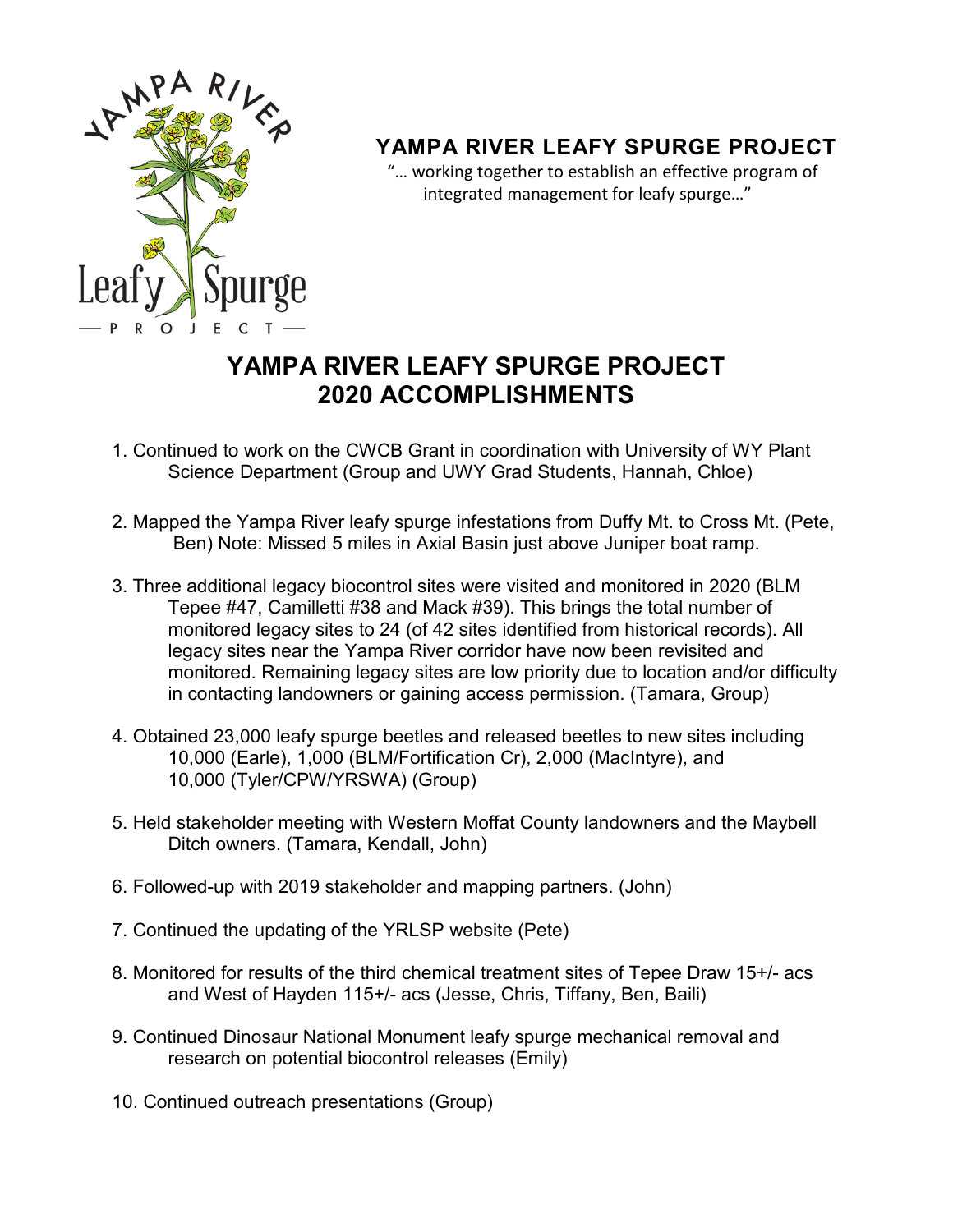# YAMPA RIVER LEAFY SPURGE PROJECT

"… working together to establish an effective program of integrated management for leafy spurge…"

## YAMPA RIVER LEAFY SPURGE PROJECT 2020 ACCOMPLISHMENTS

1. Continued to work on the CWCB Grant in coordination with University of WY Plant Science Department (Group and UWY Grad Students, Hannah, Chloe)

2. Mapped the Yampa River leafy spurge infestations from Duffy Mt. to Cross Mt. (Pete, Ben) Note: Missed 5 miles in Axial Basin just above Juniper boat ramp.

3. Three additional legacy biocontrol sites were visited and monitored in 2020 (BLM Tepee #47, Camilletti #38 and Mack #39). This brings the total number of monitored legacy sites to 24 (of 42 sites identified from historical records). All legacy sites near the Yampa River corridor have now been revisited and monitored. Remaining legacy sites are low priority due to location and/or difficulty in contacting landowners or gaining access permission. (Tamara, Group)

4. Obtained 23,000 leafy spurge beetles and released beetles to new sites including 10,000 (Earle), 1,000 (BLM/Fortification Cr), 2,000 (MacIntyre), and 10,000 (Tyler/CPW/YRSWA) (Group)

5. Held stakeholder meeting with Western Moffat County landowners and the Maybell Ditch owners. (Tamara, Kendall, John)

6. Followed-up with 2019 stakeholder and mapping partners. (John)

7. Continued the updating of the YRLSP website (Pete)

8. Monitored for results of the third chemical treatment sites of Tepee Draw 15+/- acs and West of Hayden 115+/- acs (Jesse, Chris, Tiffany, Ben, Baili)

9. Continued Dinosaur National Monument leafy spurge mechanical removal and research on potential biocontrol releases (Emily)

10. Continued outreach presentations (Group)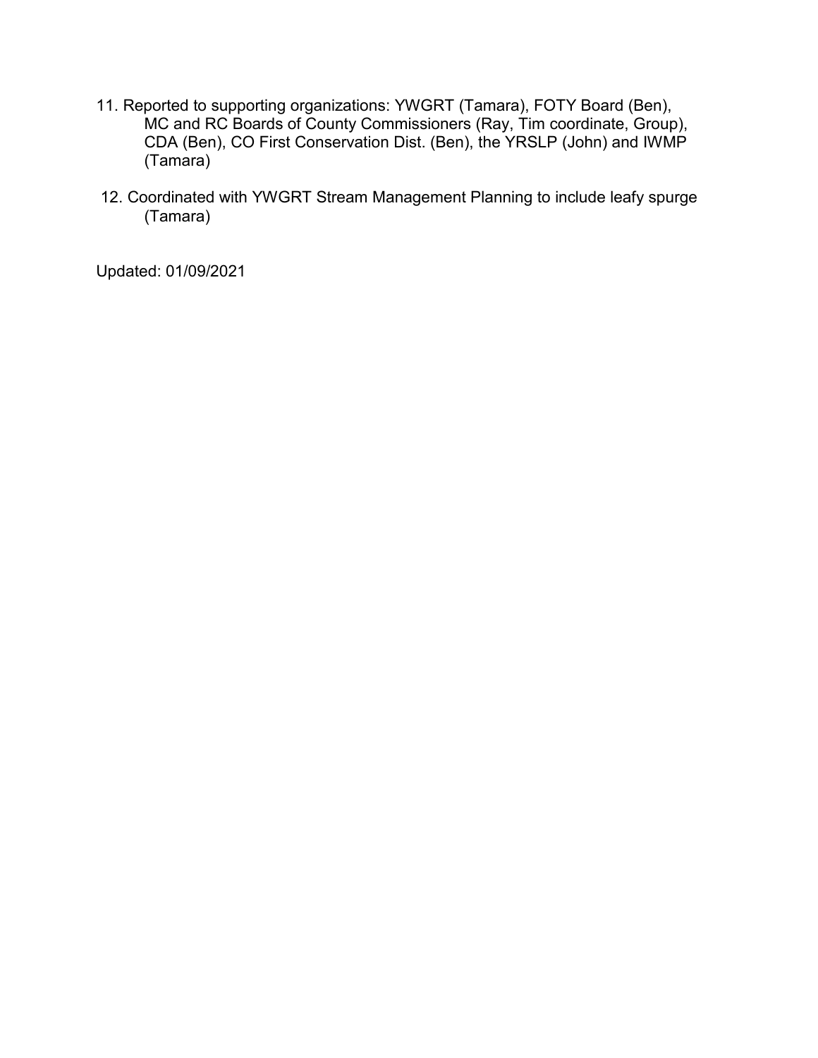11. Reported to supporting organizations: YWGRT (Tamara), FOTY Board (Ben), MC and RC Boards of County Commissioners (Ray, Tim coordinate, Group), CDA (Ben), CO First Conservation Dist. (Ben), the YRSLP (John) and IWMP (Tamara)

12. Coordinated with YWGRT Stream Management Planning to include leafy spurge (Tamara)

Updated: 01/09/2021